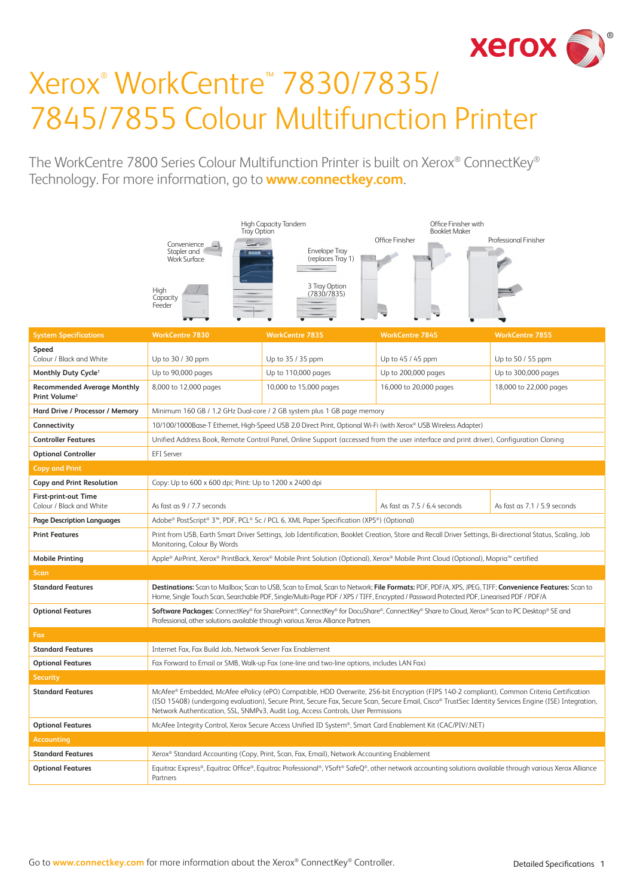# Xerox® WorkCentre™ 7830/7835/7845/7855 Colour Multifunction Printer

The WorkCentre 7800 Series Colour Multifunction Printer is built on Xerox® ConnectKey® Technology. For more information, go to **www.connectkey.com**.

Convenience Stapler and Work Surface

High Capacity Feeder

High Capacity Tandem Tray Option

Envelope Tray (replaces Tray 1)

3 Tray Option (7830/7835)

Office Finisher

Office Finisher with Booklet Maker

Professional Finisher

| System Specifications | WorkCentre 7830 | WorkCentre 7835 | WorkCentre 7845 | WorkCentre 7855 |
|---|---|---|---|---|
| **Speed** Colour / Black and White | Up to 30 / 30 ppm | Up to 35 / 35 ppm | Up to 45 / 45 ppm | Up to 50 / 55 ppm |
| **Monthly Duty Cycle**[1] | Up to 90,000 pages | Up to 110,000 pages | Up to 200,000 pages | Up to 300,000 pages |
| **Recommended Average Monthly Print Volume**[2] | 8,000 to 12,000 pages | 10,000 to 15,000 pages | 16,000 to 20,000 pages | 18,000 to 22,000 pages |
| **Hard Drive / Processor / Memory** | Minimum 160 GB / 1.2 GHz Dual-core / 2 GB system plus 1 GB page memory | | | |
| **Connectivity** | 10/100/1000Base-T Ethernet, High-Speed USB 2.0 Direct Print, Optional Wi-Fi (with Xerox® USB Wireless Adapter) | | | |
| **Controller Features** | Unified Address Book, Remote Control Panel, Online Support (accessed from the user interface and print driver), Configuration Cloning | | | |
| **Optional Controller** | EFI Server | | | |
| **Copy and Print** | | | | |
| **Copy and Print Resolution** | Copy: Up to 600 x 600 dpi; Print: Up to 1200 x 2400 dpi | | | |
| **First-print-out Time** Colour / Black and White | As fast as 9 / 7.7 seconds | | As fast as 7.5 / 6.4 seconds | As fast as 7.1 / 5.9 seconds |
| **Page Description Languages** | Adobe® PostScript® 3™, PDF, PCL® 5c / PCL 6, XML Paper Specification (XPS®) (Optional) | | | |
| **Print Features** | Print from USB, Earth Smart Driver Settings, Job Identification, Booklet Creation, Store and Recall Driver Settings, Bi-directional Status, Scaling, Job Monitoring, Colour By Words | | | |
| **Mobile Printing** | Apple® AirPrint, Xerox® PrintBack, Xerox® Mobile Print Solution (Optional), Xerox® Mobile Print Cloud (Optional), Mopria™ certified | | | |
| **Scan** | | | | |
| **Standard Features** | **Destinations:** Scan to Mailbox; Scan to USB, Scan to Email, Scan to Network; **File Formats:** PDF, PDF/A, XPS, JPEG, TIFF; **Convenience Features:** Scan to Home, Single Touch Scan, Searchable PDF, Single/Multi-Page PDF / XPS / TIFF, Encrypted / Password Protected PDF, Linearised PDF / PDF/A | | | |
| **Optional Features** | **Software Packages:** ConnectKey® for SharePoint®, ConnectKey® for DocuShare®, ConnectKey® Share to Cloud, Xerox® Scan to PC Desktop® SE and Professional, other solutions available through various Xerox Alliance Partners | | | |
| **Fax** | | | | |
| **Standard Features** | Internet Fax, Fax Build Job, Network Server Fax Enablement | | | |
| **Optional Features** | Fax Forward to Email or SMB, Walk-up Fax (one-line and two-line options, includes LAN Fax) | | | |
| **Security** | | | | |
| **Standard Features** | McAfee® Embedded, McAfee ePolicy (ePO) Compatible, HDD Overwrite, 256-bit Encryption (FIPS 140-2 compliant), Common Criteria Certification (ISO 15408) (undergoing evaluation), Secure Print, Secure Fax, Secure Scan, Secure Email, Cisco® TrustSec Identity Services Engine (ISE) Integration, Network Authentication, SSL, SNMPv3, Audit Log, Access Controls, User Permissions | | | |
| **Optional Features** | McAfee Integrity Control, Xerox Secure Access Unified ID System®, Smart Card Enablement Kit (CAC/PIV/.NET) | | | |
| **Accounting** | | | | |
| **Standard Features** | Xerox® Standard Accounting (Copy, Print, Scan, Fax, Email), Network Accounting Enablement | | | |
| **Optional Features** | Equitrac Express®, Equitrac Office®, Equitrac Professional®, YSoft® SafeQ®, other network accounting solutions available through various Xerox Alliance Partners | | | |

Go to **www.connectkey.com** for more information about the Xerox® ConnectKey® Controller.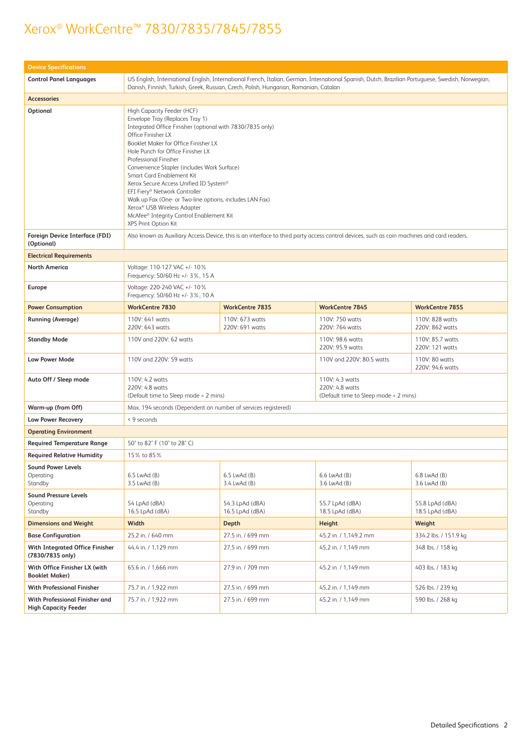# Xerox® WorkCentre™ 7830/7835/7845/7855

| Device Specifications | | | | |
|---|---|---|---|---|
| **Control Panel Languages** | US English, International English, International French, Italian, German, International Spanish, Dutch, Brazilian Portuguese, Swedish, Norwegian, Danish, Finnish, Turkish, Greek, Russian, Czech, Polish, Hungarian, Romanian, Catalan | | | |
| **Accessories** | | | | |
| **Optional** | High Capacity Feeder (HCF)<br>Envelope Tray (Replaces Tray 1)<br>Integrated Office Finisher (optional with 7830/7835 only)<br>Office Finisher LX<br>Booklet Maker for Office Finisher LX<br>Hole Punch for Office Finisher LX<br>Professional Finisher<br>Convenience Stapler (includes Work Surface)<br>Smart Card Enablement Kit<br>Xerox Secure Access Unified ID System®<br>EFI Fiery® Network Controller<br>Walk up Fax (One- or Two-line options, includes LAN Fax)<br>Xerox® USB Wireless Adapter<br>McAfee® Integrity Control Enablement Kit<br>XPS Print Option Kit | | | |
| **Foreign Device Interface (FDI) (Optional)** | Also known as Auxiliary Access Device, this is an interface to third party access control devices, such as coin machines and card readers. | | | |
| **Electrical Requirements** | | | | |
| **North America** | Voltage: 110-127 VAC +/- 10%<br>Frequency: 50/60 Hz +/- 3%, 15 A | | | |
| **Europe** | Voltage: 220-240 VAC +/- 10%<br>Frequency: 50/60 Hz +/- 3%, 10 A | | | |
| **Power Consumption** | **WorkCentre 7830** | **WorkCentre 7835** | **WorkCentre 7845** | **WorkCentre 7855** |
| **Running (Average)** | 110V: 641 watts<br>220V: 643 watts | 110V: 673 watts<br>220V: 691 watts | 110V: 750 watts<br>220V: 764 watts | 110V: 828 watts<br>220V: 862 watts |
| **Standby Mode** | 110V and 220V: 62 watts | | 110V: 98.6 watts<br>220V: 95.9 watts | 110V: 85.7 watts<br>220V: 121 watts |
| **Low Power Mode** | 110V and 220V: 59 watts | | 110V and 220V: 80.5 watts | 110V: 80 watts<br>220V: 94.6 watts |
| **Auto Off / Sleep mode** | 110V: 4.2 watts<br>220V: 4.8 watts<br>(Default time to Sleep mode = 2 mins) | | 110V: 4.3 watts<br>220V: 4.8 watts<br>(Default time to Sleep mode = 2 mins) | |
| **Warm-up (from Off)** | Max. 194 seconds (Dependent on number of services registered) | | | |
| **Low Power Recovery** | < 9 seconds | | | |
| **Operating Environment** | | | | |
| **Required Temperature Range** | 50° to 82° F (10° to 28° C) | | | |
| **Required Relative Humidity** | 15% to 85% | | | |
| **Sound Power Levels**<br>Operating<br>Standby | 6.5 LwAd (B)<br>3.5 LwAd (B) | 6.5 LwAd (B)<br>3.4 LwAd (B) | 6.6 LwAd (B)<br>3.6 LwAd (B) | 6.8 LwAd (B)<br>3.6 LwAd (B) |
| **Sound Pressure Levels**<br>Operating<br>Standby | 54 LpAd (dBA)<br>16.5 LpAd (dBA) | 54.3 LpAd (dBA)<br>16.5 LpAd (dBA) | 55.7 LpAd (dBA)<br>18.5 LpAd (dBA) | 55.8 LpAd (dBA)<br>18.5 LpAd (dBA) |
| **Dimensions and Weight** | **Width** | **Depth** | **Height** | **Weight** |
| **Base Configuration** | 25.2 in. / 640 mm | 27.5 in. / 699 mm | 45.2 in. / 1,149.2 mm | 334.2 lbs. / 151.9 kg |
| **With Integrated Office Finisher (7830/7835 only)** | 44.4 in. / 1,129 mm | 27.5 in. / 699 mm | 45.2 in. / 1,149 mm | 348 lbs. / 158 kg |
| **With Office Finisher LX (with Booklet Maker)** | 65.6 in. / 1,666 mm | 27.9 in. / 709 mm | 45.2 in. / 1,149 mm | 403 lbs. / 183 kg |
| **With Professional Finisher** | 75.7 in. / 1,922 mm | 27.5 in. / 699 mm | 45.2 in. / 1,149 mm | 526 lbs. / 239 kg |
| **With Professional Finisher and High Capacity Feeder** | 75.7 in. / 1,922 mm | 27.5 in. / 699 mm | 45.2 in. / 1,149 mm | 590 lbs. / 268 kg |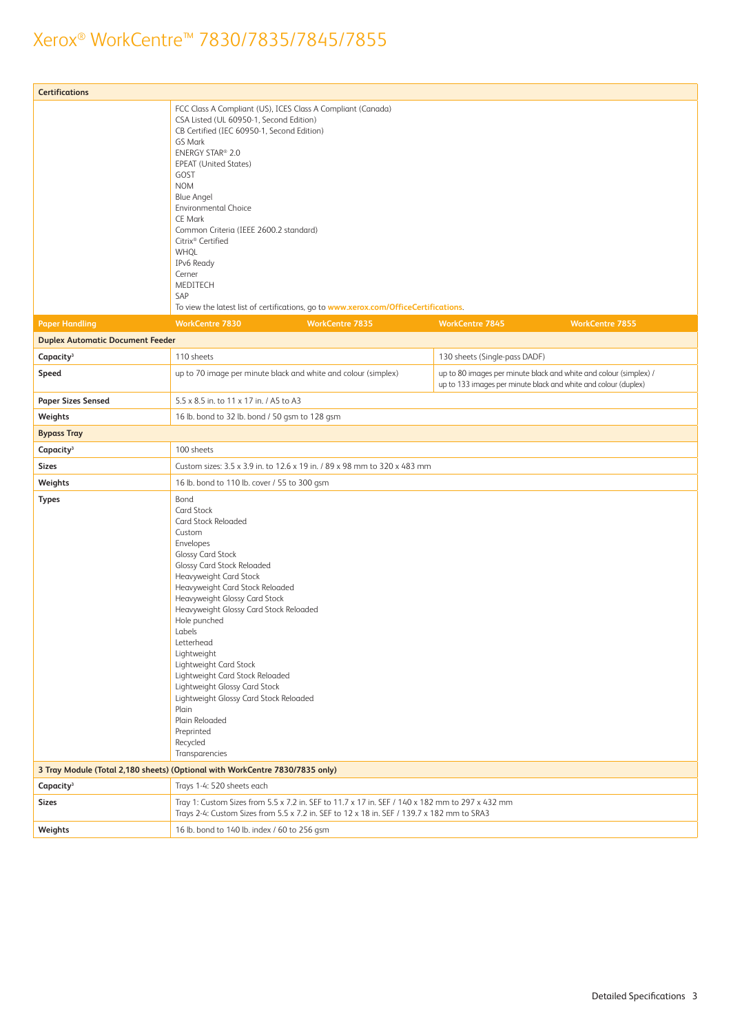# Xerox® WorkCentre™ 7830/7835/7845/7855

| Certifications | | | | |
|---|---|---|---|---|
| | FCC Class A Compliant (US), ICES Class A Compliant (Canada)<br>CSA Listed (UL 60950-1, Second Edition)<br>CB Certified (IEC 60950-1, Second Edition)<br>GS Mark<br>ENERGY STAR® 2.0<br>EPEAT (United States)<br>GOST<br>NOM<br>Blue Angel<br>Environmental Choice<br>CE Mark<br>Common Criteria (IEEE 2600.2 standard)<br>Citrix® Certified<br>WHQL<br>IPv6 Ready<br>Cerner<br>MEDITECH<br>SAP<br>To view the latest list of certifications, go to www.xerox.com/OfficeCertifications. | | | |

| Paper Handling | WorkCentre 7830 | WorkCentre 7835 | WorkCentre 7845 | WorkCentre 7855 |
|---|---|---|---|---|
| **Duplex Automatic Document Feeder** | | | | |
| **Capacity**[3] | 110 sheets | | 130 sheets (Single-pass DADF) | |
| **Speed** | up to 70 image per minute black and white and colour (simplex) | | up to 80 images per minute black and white and colour (simplex) / up to 133 images per minute black and white and colour (duplex) | |
| **Paper Sizes Sensed** | 5.5 x 8.5 in. to 11 x 17 in. / A5 to A3 | | | |
| **Weights** | 16 lb. bond to 32 lb. bond / 50 gsm to 128 gsm | | | |
| **Bypass Tray** | | | | |
| **Capacity**[3] | 100 sheets | | | |
| **Sizes** | Custom sizes: 3.5 x 3.9 in. to 12.6 x 19 in. / 89 x 98 mm to 320 x 483 mm | | | |
| **Weights** | 16 lb. bond to 110 lb. cover / 55 to 300 gsm | | | |
| **Types** | Bond<br>Card Stock<br>Card Stock Reloaded<br>Custom<br>Envelopes<br>Glossy Card Stock<br>Glossy Card Stock Reloaded<br>Heavyweight Card Stock<br>Heavyweight Card Stock Reloaded<br>Heavyweight Glossy Card Stock<br>Heavyweight Glossy Card Stock Reloaded<br>Hole punched<br>Labels<br>Letterhead<br>Lightweight<br>Lightweight Card Stock<br>Lightweight Card Stock Reloaded<br>Lightweight Glossy Card Stock<br>Lightweight Glossy Card Stock Reloaded<br>Plain<br>Plain Reloaded<br>Preprinted<br>Recycled<br>Transparencies | | | |
| **3 Tray Module (Total 2,180 sheets) (Optional with WorkCentre 7830/7835 only)** | | | | |
| **Capacity**[3] | Trays 1-4: 520 sheets each | | | |
| **Sizes** | Tray 1: Custom Sizes from 5.5 x 7.2 in. SEF to 11.7 x 17 in. SEF / 140 x 182 mm to 297 x 432 mm<br>Trays 2-4: Custom Sizes from 5.5 x 7.2 in. SEF to 12 x 18 in. SEF / 139.7 x 182 mm to SRA3 | | | |
| **Weights** | 16 lb. bond to 140 lb. index / 60 to 256 gsm | | | |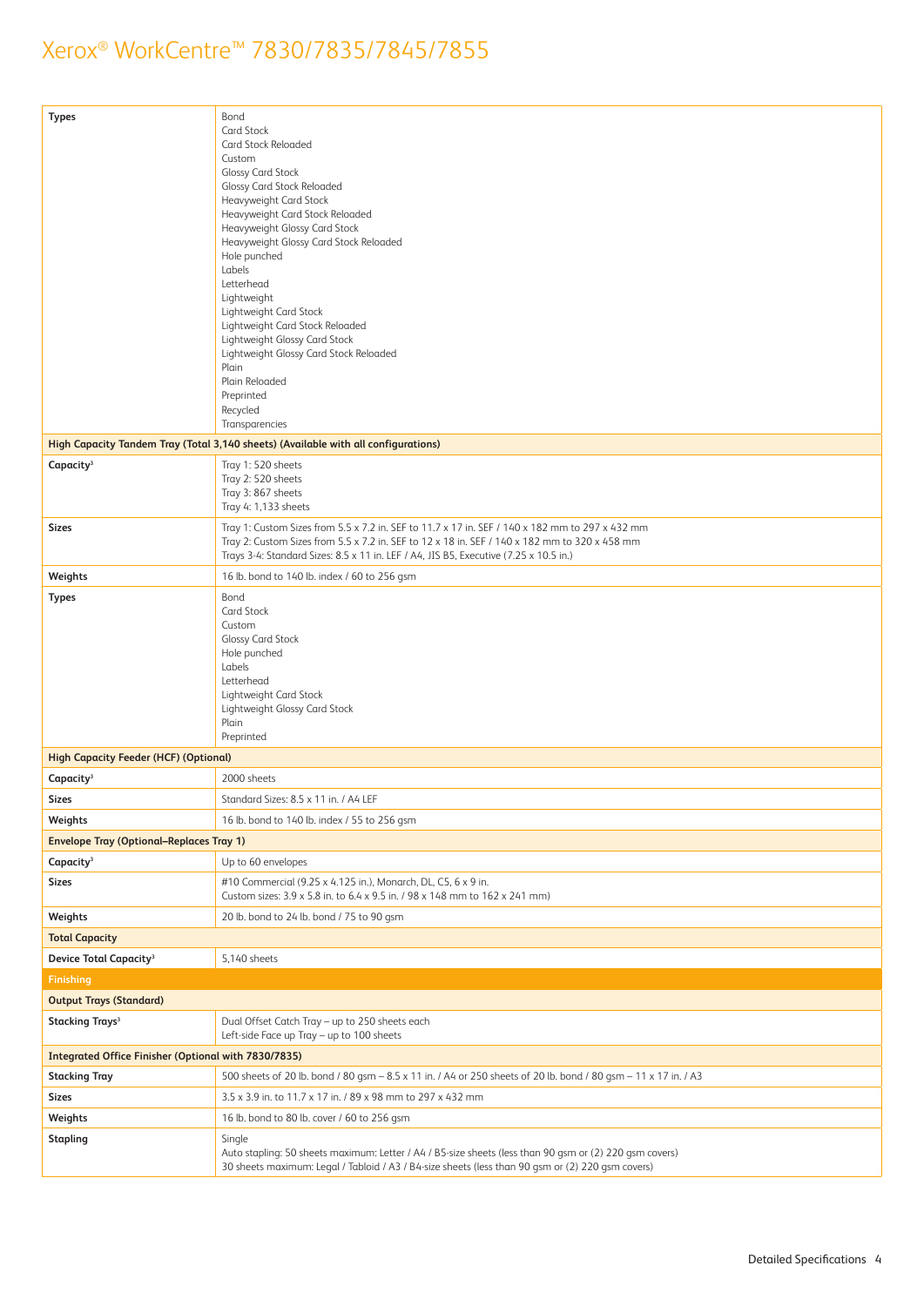| | |
|---|---|
| **Types** | Bond<br>Card Stock<br>Card Stock Reloaded<br>Custom<br>Glossy Card Stock<br>Glossy Card Stock Reloaded<br>Heavyweight Card Stock<br>Heavyweight Card Stock Reloaded<br>Heavyweight Glossy Card Stock<br>Heavyweight Glossy Card Stock Reloaded<br>Hole punched<br>Labels<br>Letterhead<br>Lightweight<br>Lightweight Card Stock<br>Lightweight Card Stock Reloaded<br>Lightweight Glossy Card Stock<br>Lightweight Glossy Card Stock Reloaded<br>Plain<br>Plain Reloaded<br>Preprinted<br>Recycled<br>Transparencies |
| **High Capacity Tandem Tray (Total 3,140 sheets) (Available with all configurations)** | |
| **Capacity**[3] | Tray 1: 520 sheets<br>Tray 2: 520 sheets<br>Tray 3: 867 sheets<br>Tray 4: 1,133 sheets |
| **Sizes** | Tray 1: Custom Sizes from 5.5 x 7.2 in. SEF to 11.7 x 17 in. SEF / 140 x 182 mm to 297 x 432 mm<br>Tray 2: Custom Sizes from 5.5 x 7.2 in. SEF to 12 x 18 in. SEF / 140 x 182 mm to 320 x 458 mm<br>Trays 3-4: Standard Sizes: 8.5 x 11 in. LEF / A4, JIS B5, Executive (7.25 x 10.5 in.) |
| **Weights** | 16 lb. bond to 140 lb. index / 60 to 256 gsm |
| **Types** | Bond<br>Card Stock<br>Custom<br>Glossy Card Stock<br>Hole punched<br>Labels<br>Letterhead<br>Lightweight Card Stock<br>Lightweight Glossy Card Stock<br>Plain<br>Preprinted |
| **High Capacity Feeder (HCF) (Optional)** | |
| **Capacity**[3] | 2000 sheets |
| **Sizes** | Standard Sizes: 8.5 x 11 in. / A4 LEF |
| **Weights** | 16 lb. bond to 140 lb. index / 55 to 256 gsm |
| **Envelope Tray (Optional–Replaces Tray 1)** | |
| **Capacity**[3] | Up to 60 envelopes |
| **Sizes** | #10 Commercial (9.25 x 4.125 in.), Monarch, DL, C5, 6 x 9 in.<br>Custom sizes: 3.9 x 5.8 in. to 6.4 x 9.5 in. / 98 x 148 mm to 162 x 241 mm) |
| **Weights** | 20 lb. bond to 24 lb. bond / 75 to 90 gsm |
| **Total Capacity** | |
| **Device Total Capacity**[3] | 5,140 sheets |
| **Finishing** | |
| **Output Trays (Standard)** | |
| **Stacking Trays**[3] | Dual Offset Catch Tray – up to 250 sheets each<br>Left-side Face up Tray – up to 100 sheets |
| **Integrated Office Finisher (Optional with 7830/7835)** | |
| **Stacking Tray** | 500 sheets of 20 lb. bond / 80 gsm – 8.5 x 11 in. / A4 or 250 sheets of 20 lb. bond / 80 gsm – 11 x 17 in. / A3 |
| **Sizes** | 3.5 x 3.9 in. to 11.7 x 17 in. / 89 x 98 mm to 297 x 432 mm |
| **Weights** | 16 lb. bond to 80 lb. cover / 60 to 256 gsm |
| **Stapling** | Single<br>Auto stapling: 50 sheets maximum: Letter / A4 / B5-size sheets (less than 90 gsm or (2) 220 gsm covers)<br>30 sheets maximum: Legal / Tabloid / A3 / B4-size sheets (less than 90 gsm or (2) 220 gsm covers) |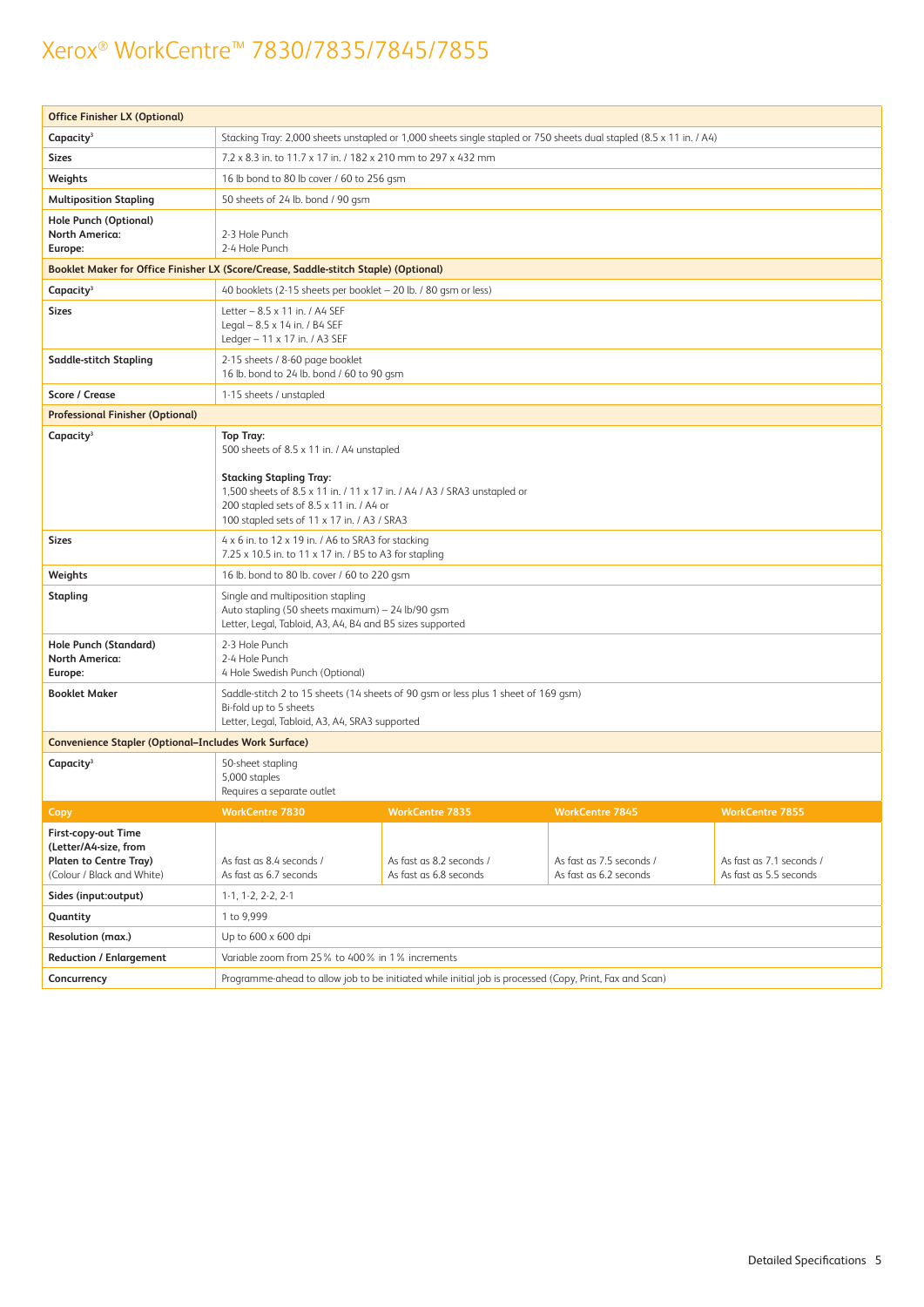# Xerox® WorkCentre™ 7830/7835/7845/7855

| **Office Finisher LX (Optional)** | | | | |
|---|---|---|---|---|
| **Capacity**[3] | Stacking Tray: 2,000 sheets unstapled or 1,000 sheets single stapled or 750 sheets dual stapled (8.5 x 11 in. / A4) | | | |
| **Sizes** | 7.2 x 8.3 in. to 11.7 x 17 in. / 182 x 210 mm to 297 x 432 mm | | | |
| **Weights** | 16 lb bond to 80 lb cover / 60 to 256 gsm | | | |
| **Multiposition Stapling** | 50 sheets of 24 lb. bond / 90 gsm | | | |
| **Hole Punch (Optional)**<br>**North America:**<br>**Europe:** | 2-3 Hole Punch<br>2-4 Hole Punch | | | |
| **Booklet Maker for Office Finisher LX (Score/Crease, Saddle-stitch Staple) (Optional)** | | | | |
| **Capacity**[3] | 40 booklets (2-15 sheets per booklet – 20 lb. / 80 gsm or less) | | | |
| **Sizes** | Letter – 8.5 x 11 in. / A4 SEF<br>Legal – 8.5 x 14 in. / B4 SEF<br>Ledger – 11 x 17 in. / A3 SEF | | | |
| **Saddle-stitch Stapling** | 2-15 sheets / 8-60 page booklet<br>16 lb. bond to 24 lb. bond / 60 to 90 gsm | | | |
| **Score / Crease** | 1-15 sheets / unstapled | | | |
| **Professional Finisher (Optional)** | | | | |
| **Capacity**[3] | **Top Tray:**<br>500 sheets of 8.5 x 11 in. / A4 unstapled<br><br>**Stacking Stapling Tray:**<br>1,500 sheets of 8.5 x 11 in. / 11 x 17 in. / A4 / A3 / SRA3 unstapled or<br>200 stapled sets of 8.5 x 11 in. / A4 or<br>100 stapled sets of 11 x 17 in. / A3 / SRA3 | | | |
| **Sizes** | 4 x 6 in. to 12 x 19 in. / A6 to SRA3 for stacking<br>7.25 x 10.5 in. to 11 x 17 in. / B5 to A3 for stapling | | | |
| **Weights** | 16 lb. bond to 80 lb. cover / 60 to 220 gsm | | | |
| **Stapling** | Single and multiposition stapling<br>Auto stapling (50 sheets maximum) – 24 lb/90 gsm<br>Letter, Legal, Tabloid, A3, A4, B4 and B5 sizes supported | | | |
| **Hole Punch (Standard)**<br>**North America:**<br>**Europe:** | 2-3 Hole Punch<br>2-4 Hole Punch<br>4 Hole Swedish Punch (Optional) | | | |
| **Booklet Maker** | Saddle-stitch 2 to 15 sheets (14 sheets of 90 gsm or less plus 1 sheet of 169 gsm)<br>Bi-fold up to 5 sheets<br>Letter, Legal, Tabloid, A3, A4, SRA3 supported | | | |
| **Convenience Stapler (Optional–Includes Work Surface)** | | | | |
| **Capacity**[3] | 50-sheet stapling<br>5,000 staples<br>Requires a separate outlet | | | |
| **Copy** | **WorkCentre 7830** | **WorkCentre 7835** | **WorkCentre 7845** | **WorkCentre 7855** |
| **First-copy-out Time (Letter/A4-size, from Platen to Centre Tray)** (Colour / Black and White) | As fast as 8.4 seconds / As fast as 6.7 seconds | As fast as 8.2 seconds / As fast as 6.8 seconds | As fast as 7.5 seconds / As fast as 6.2 seconds | As fast as 7.1 seconds / As fast as 5.5 seconds |
| **Sides (input:output)** | 1-1, 1-2, 2-2, 2-1 | | | |
| **Quantity** | 1 to 9,999 | | | |
| **Resolution (max.)** | Up to 600 x 600 dpi | | | |
| **Reduction / Enlargement** | Variable zoom from 25% to 400% in 1% increments | | | |
| **Concurrency** | Programme-ahead to allow job to be initiated while initial job is processed (Copy, Print, Fax and Scan) | | | |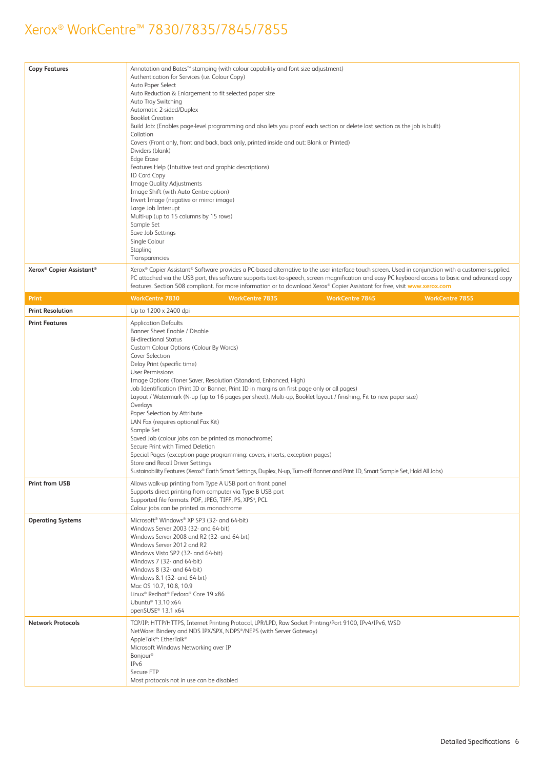# Xerox® WorkCentre™ 7830/7835/7845/7855

| | | | | |
|---|---|---|---|---|
| **Copy Features** | Annotation and Bates™ stamping (with colour capability and font size adjustment)<br>Authentication for Services (i.e. Colour Copy)<br>Auto Paper Select<br>Auto Reduction & Enlargement to fit selected paper size<br>Auto Tray Switching<br>Automatic 2-sided/Duplex<br>Booklet Creation<br>Build Job: (Enables page-level programming and also lets you proof each section or delete last section as the job is built)<br>Collation<br>Covers (Front only, front and back, back only, printed inside and out: Blank or Printed)<br>Dividers (blank)<br>Edge Erase<br>Features Help (Intuitive text and graphic descriptions)<br>ID Card Copy<br>Image Quality Adjustments<br>Image Shift (with Auto Centre option)<br>Invert Image (negative or mirror image)<br>Large Job Interrupt<br>Multi-up (up to 15 columns by 15 rows)<br>Sample Set<br>Save Job Settings<br>Single Colour<br>Stapling<br>Transparencies | | | |
| **Xerox® Copier Assistant®** | Xerox® Copier Assistant® Software provides a PC-based alternative to the user interface touch screen. Used in conjunction with a customer-supplied PC attached via the USB port, this software supports text-to-speech, screen magnification and easy PC keyboard access to basic and advanced copy features. Section 508 compliant. For more information or to download Xerox® Copier Assistant for free, visit www.xerox.com | | | |
| **Print** | **WorkCentre 7830** | **WorkCentre 7835** | **WorkCentre 7845** | **WorkCentre 7855** |
| **Print Resolution** | Up to 1200 x 2400 dpi | | | |
| **Print Features** | Application Defaults<br>Banner Sheet Enable / Disable<br>Bi-directional Status<br>Custom Colour Options (Colour By Words)<br>Cover Selection<br>Delay Print (specific time)<br>User Permissions<br>Image Options (Toner Saver, Resolution (Standard, Enhanced, High)<br>Job Identification (Print ID or Banner, Print ID in margins on first page only or all pages)<br>Layout / Watermark (N-up (up to 16 pages per sheet), Multi-up, Booklet layout / finishing, Fit to new paper size)<br>Overlays<br>Paper Selection by Attribute<br>LAN Fax (requires optional Fax Kit)<br>Sample Set<br>Saved Job (colour jobs can be printed as monochrome)<br>Secure Print with Timed Deletion<br>Special Pages (exception page programming: covers, inserts, exception pages)<br>Store and Recall Driver Settings<br>Sustainability Features (Xerox® Earth Smart Settings, Duplex, N-up, Turn-off Banner and Print ID, Smart Sample Set, Hold All Jobs) | | | |
| **Print from USB** | Allows walk-up printing from Type A USB port on front panel<br>Supports direct printing from computer via Type B USB port<br>Supported file formats: PDF, JPEG, TIFF, PS, XPS[4], PCL<br>Colour jobs can be printed as monochrome | | | |
| **Operating Systems** | Microsoft® Windows® XP SP3 (32- and 64-bit)<br>Windows Server 2003 (32- and 64-bit)<br>Windows Server 2008 and R2 (32- and 64-bit)<br>Windows Server 2012 and R2<br>Windows Vista SP2 (32- and 64-bit)<br>Windows 7 (32- and 64-bit)<br>Windows 8 (32- and 64-bit)<br>Windows 8.1 (32- and 64-bit)<br>Mac OS 10.7, 10.8, 10.9<br>Linux® Redhat® Fedora® Core 19 x86<br>Ubuntu® 13.10 x64<br>openSUSE® 13.1 x64 | | | |
| **Network Protocols** | TCP/IP: HTTP/HTTPS, Internet Printing Protocol, LPR/LPD, Raw Socket Printing/Port 9100, IPv4/IPv6, WSD<br>NetWare: Bindery and NDS IPX/SPX, NDPS®/NEPS (with Server Gateway)<br>AppleTalk®: EtherTalk®<br>Microsoft Windows Networking over IP<br>Bonjour®<br>IPv6<br>Secure FTP<br>Most protocols not in use can be disabled | | | |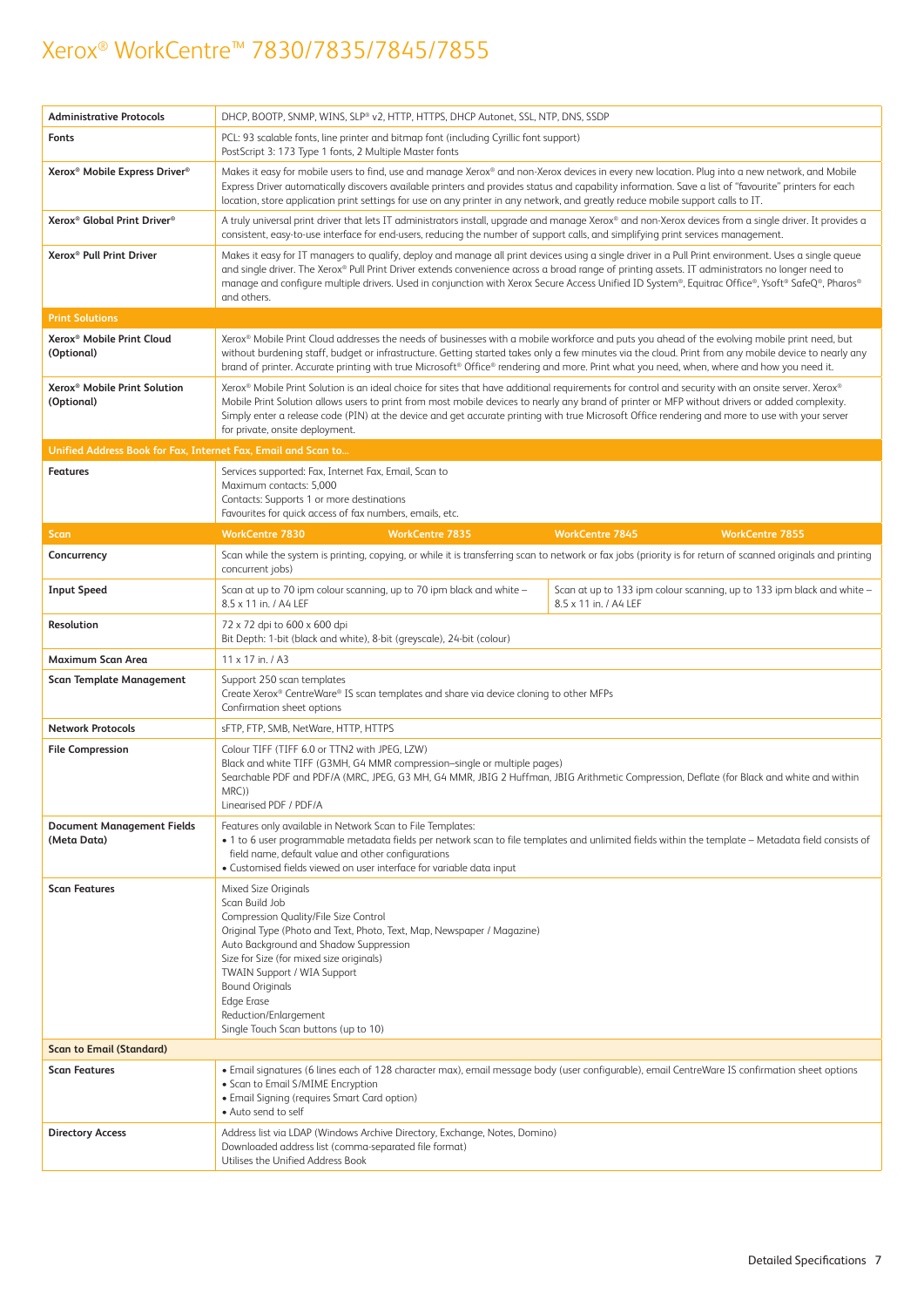# Xerox® WorkCentre™ 7830/7835/7845/7855

| | | | | |
|---|---|---|---|---|
| **Administrative Protocols** | DHCP, BOOTP, SNMP, WINS, SLP® v2, HTTP, HTTPS, DHCP Autonet, SSL, NTP, DNS, SSDP | | | |
| **Fonts** | PCL: 93 scalable fonts, line printer and bitmap font (including Cyrillic font support)<br>PostScript 3: 173 Type 1 fonts, 2 Multiple Master fonts | | | |
| **Xerox® Mobile Express Driver®** | Makes it easy for mobile users to find, use and manage Xerox® and non-Xerox devices in every new location. Plug into a new network, and Mobile Express Driver automatically discovers available printers and provides status and capability information. Save a list of "favourite" printers for each location, store application print settings for use on any printer in any network, and greatly reduce mobile support calls to IT. | | | |
| **Xerox® Global Print Driver®** | A truly universal print driver that lets IT administrators install, upgrade and manage Xerox® and non-Xerox devices from a single driver. It provides a consistent, easy-to-use interface for end-users, reducing the number of support calls, and simplifying print services management. | | | |
| **Xerox® Pull Print Driver** | Makes it easy for IT managers to qualify, deploy and manage all print devices using a single driver in a Pull Print environment. Uses a single queue and single driver. The Xerox® Pull Print Driver extends convenience across a broad range of printing assets. IT administrators no longer need to manage and configure multiple drivers. Used in conjunction with Xerox Secure Access Unified ID System®, Equitrac Office®, Ysoft® SafeQ®, Pharos® and others. | | | |
| **Print Solutions** | | | | |
| **Xerox® Mobile Print Cloud (Optional)** | Xerox® Mobile Print Cloud addresses the needs of businesses with a mobile workforce and puts you ahead of the evolving mobile print need, but without burdening staff, budget or infrastructure. Getting started takes only a few minutes via the cloud. Print from any mobile device to nearly any brand of printer. Accurate printing with true Microsoft® Office® rendering and more. Print what you need, when, where and how you need it. | | | |
| **Xerox® Mobile Print Solution (Optional)** | Xerox® Mobile Print Solution is an ideal choice for sites that have additional requirements for control and security with an onsite server. Xerox® Mobile Print Solution allows users to print from most mobile devices to nearly any brand of printer or MFP without drivers or added complexity. Simply enter a release code (PIN) at the device and get accurate printing with true Microsoft Office rendering and more to use with your server for private, onsite deployment. | | | |
| **Unified Address Book for Fax, Internet Fax, Email and Scan to...** | | | | |
| **Features** | Services supported: Fax, Internet Fax, Email, Scan to<br>Maximum contacts: 5,000<br>Contacts: Supports 1 or more destinations<br>Favourites for quick access of fax numbers, emails, etc. | | | |
| **Scan** | **WorkCentre 7830** | **WorkCentre 7835** | **WorkCentre 7845** | **WorkCentre 7855** |
| **Concurrency** | Scan while the system is printing, copying, or while it is transferring scan to network or fax jobs (priority is for return of scanned originals and printing concurrent jobs) | | | |
| **Input Speed** | Scan at up to 70 ipm colour scanning, up to 70 ipm black and white – 8.5 x 11 in. / A4 LEF | | Scan at up to 133 ipm colour scanning, up to 133 ipm black and white – 8.5 x 11 in. / A4 LEF | |
| **Resolution** | 72 x 72 dpi to 600 x 600 dpi<br>Bit Depth: 1-bit (black and white), 8-bit (greyscale), 24-bit (colour) | | | |
| **Maximum Scan Area** | 11 x 17 in. / A3 | | | |
| **Scan Template Management** | Support 250 scan templates<br>Create Xerox® CentreWare® IS scan templates and share via device cloning to other MFPs<br>Confirmation sheet options | | | |
| **Network Protocols** | sFTP, FTP, SMB, NetWare, HTTP, HTTPS | | | |
| **File Compression** | Colour TIFF (TIFF 6.0 or TTN2 with JPEG, LZW)<br>Black and white TIFF (G3MH, G4 MMR compression–single or multiple pages)<br>Searchable PDF and PDF/A (MRC, JPEG, G3 MH, G4 MMR, JBIG 2 Huffman, JBIG Arithmetic Compression, Deflate (for Black and white and within MRC))<br>Linearised PDF / PDF/A | | | |
| **Document Management Fields (Meta Data)** | Features only available in Network Scan to File Templates:<br>• 1 to 6 user programmable metadata fields per network scan to file templates and unlimited fields within the template – Metadata field consists of field name, default value and other configurations<br>• Customised fields viewed on user interface for variable data input | | | |
| **Scan Features** | Mixed Size Originals<br>Scan Build Job<br>Compression Quality/File Size Control<br>Original Type (Photo and Text, Photo, Text, Map, Newspaper / Magazine)<br>Auto Background and Shadow Suppression<br>Size for Size (for mixed size originals)<br>TWAIN Support / WIA Support<br>Bound Originals<br>Edge Erase<br>Reduction/Enlargement<br>Single Touch Scan buttons (up to 10) | | | |
| **Scan to Email (Standard)** | | | | |
| **Scan Features** | • Email signatures (6 lines each of 128 character max), email message body (user configurable), email CentreWare IS confirmation sheet options<br>• Scan to Email S/MIME Encryption<br>• Email Signing (requires Smart Card option)<br>• Auto send to self | | | |
| **Directory Access** | Address list via LDAP (Windows Archive Directory, Exchange, Notes, Domino)<br>Downloaded address list (comma-separated file format)<br>Utilises the Unified Address Book | | | |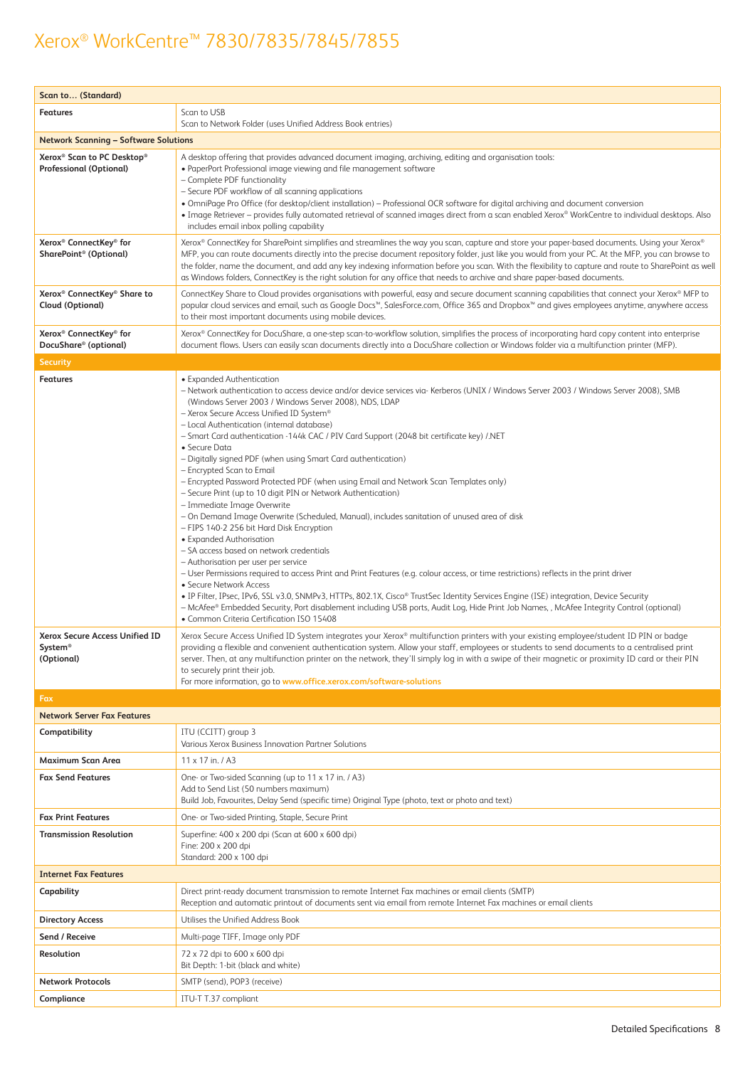| Scan to… (Standard) | |
|---|---|
| **Features** | Scan to USB<br>Scan to Network Folder (uses Unified Address Book entries) |
| **Network Scanning – Software Solutions** | |
| **Xerox® Scan to PC Desktop® Professional (Optional)** | A desktop offering that provides advanced document imaging, archiving, editing and organisation tools:<br>• PaperPort Professional image viewing and file management software<br>– Complete PDF functionality<br>– Secure PDF workflow of all scanning applications<br>• OmniPage Pro Office (for desktop/client installation) – Professional OCR software for digital archiving and document conversion<br>• Image Retriever – provides fully automated retrieval of scanned images direct from a scan enabled Xerox® WorkCentre to individual desktops. Also includes email inbox polling capability |
| **Xerox® ConnectKey® for SharePoint® (Optional)** | Xerox® ConnectKey for SharePoint simplifies and streamlines the way you scan, capture and store your paper-based documents. Using your Xerox® MFP, you can route documents directly into the precise document repository folder, just like you would from your PC. At the MFP, you can browse to the folder, name the document, and add any key indexing information before you scan. With the flexibility to capture and route to SharePoint as well as Windows folders, ConnectKey is the right solution for any office that needs to archive and share paper-based documents. |
| **Xerox® ConnectKey® Share to Cloud (Optional)** | ConnectKey Share to Cloud provides organisations with powerful, easy and secure document scanning capabilities that connect your Xerox® MFP to popular cloud services and email, such as Google Docs™, SalesForce.com, Office 365 and Dropbox™ and gives employees anytime, anywhere access to their most important documents using mobile devices. |
| **Xerox® ConnectKey® for DocuShare® (optional)** | Xerox® ConnectKey for DocuShare, a one-step scan-to-workflow solution, simplifies the process of incorporating hard copy content into enterprise document flows. Users can easily scan documents directly into a DocuShare collection or Windows folder via a multifunction printer (MFP). |
| **Security** | |
| **Features** | • Expanded Authentication<br>– Network authentication to access device and/or device services via- Kerberos (UNIX / Windows Server 2003 / Windows Server 2008), SMB (Windows Server 2003 / Windows Server 2008), NDS, LDAP<br>– Xerox Secure Access Unified ID System®<br>– Local Authentication (internal database)<br>– Smart Card authentication -144k CAC / PIV Card Support (2048 bit certificate key) /.NET<br>• Secure Data<br>– Digitally signed PDF (when using Smart Card authentication)<br>– Encrypted Scan to Email<br>– Encrypted Password Protected PDF (when using Email and Network Scan Templates only)<br>– Secure Print (up to 10 digit PIN or Network Authentication)<br>– Immediate Image Overwrite<br>– On Demand Image Overwrite (Scheduled, Manual), includes sanitation of unused area of disk<br>– FIPS 140-2 256 bit Hard Disk Encryption<br>• Expanded Authorisation<br>– SA access based on network credentials<br>– Authorisation per user per service<br>– User Permissions required to access Print and Print Features (e.g. colour access, or time restrictions) reflects in the print driver<br>• Secure Network Access<br>• IP Filter, IPsec, IPv6, SSL v3.0, SNMPv3, HTTPs, 802.1X, Cisco® TrustSec Identity Services Engine (ISE) integration, Device Security<br>– McAfee® Embedded Security, Port disablement including USB ports, Audit Log, Hide Print Job Names, , McAfee Integrity Control (optional)<br>• Common Criteria Certification ISO 15408 |
| **Xerox Secure Access Unified ID System® (Optional)** | Xerox Secure Access Unified ID System integrates your Xerox® multifunction printers with your existing employee/student ID PIN or badge providing a flexible and convenient authentication system. Allow your staff, employees or students to send documents to a centralised print server. Then, at any multifunction printer on the network, they'll simply log in with a swipe of their magnetic or proximity ID card or their PIN to securely print their job.<br>For more information, go to www.office.xerox.com/software-solutions |
| **Fax** | |
| **Network Server Fax Features** | |
| **Compatibility** | ITU (CCITT) group 3<br>Various Xerox Business Innovation Partner Solutions |
| **Maximum Scan Area** | 11 x 17 in. / A3 |
| **Fax Send Features** | One- or Two-sided Scanning (up to 11 x 17 in. / A3)<br>Add to Send List (50 numbers maximum)<br>Build Job, Favourites, Delay Send (specific time) Original Type (photo, text or photo and text) |
| **Fax Print Features** | One- or Two-sided Printing, Staple, Secure Print |
| **Transmission Resolution** | Superfine: 400 x 200 dpi (Scan at 600 x 600 dpi)<br>Fine: 200 x 200 dpi<br>Standard: 200 x 100 dpi |
| **Internet Fax Features** | |
| **Capability** | Direct print-ready document transmission to remote Internet Fax machines or email clients (SMTP)<br>Reception and automatic printout of documents sent via email from remote Internet Fax machines or email clients |
| **Directory Access** | Utilises the Unified Address Book |
| **Send / Receive** | Multi-page TIFF, Image only PDF |
| **Resolution** | 72 x 72 dpi to 600 x 600 dpi<br>Bit Depth: 1-bit (black and white) |
| **Network Protocols** | SMTP (send), POP3 (receive) |
| **Compliance** | ITU-T T.37 compliant |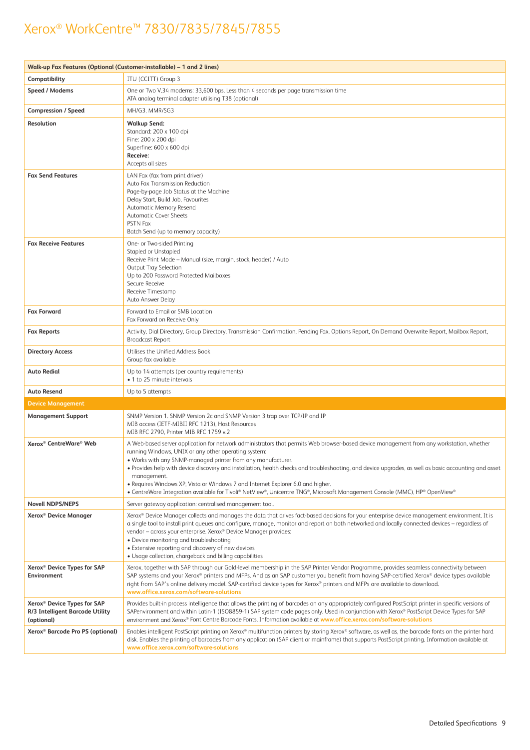# Xerox® WorkCentre™ 7830/7835/7845/7855

| Walk-up Fax Features (Optional (Customer-installable) – 1 and 2 lines) | |
|---|---|
| **Compatibility** | ITU (CCITT) Group 3 |
| **Speed / Modems** | One or Two V.34 modems: 33,600 bps. Less than 4 seconds per page transmission time<br>ATA analog terminal adapter utilising T38 (optional) |
| **Compression / Speed** | MH/G3, MMR/SG3 |
| **Resolution** | **Walkup Send:**<br>Standard: 200 x 100 dpi<br>Fine: 200 x 200 dpi<br>Superfine: 600 x 600 dpi<br>**Receive:**<br>Accepts all sizes |
| **Fax Send Features** | LAN Fax (fax from print driver)<br>Auto Fax Transmission Reduction<br>Page-by-page Job Status at the Machine<br>Delay Start, Build Job, Favourites<br>Automatic Memory Resend<br>Automatic Cover Sheets<br>PSTN Fax<br>Batch Send (up to memory capacity) |
| **Fax Receive Features** | One- or Two-sided Printing<br>Stapled or Unstapled<br>Receive Print Mode – Manual (size, margin, stock, header) / Auto<br>Output Tray Selection<br>Up to 200 Password Protected Mailboxes<br>Secure Receive<br>Receive Timestamp<br>Auto Answer Delay |
| **Fax Forward** | Forward to Email or SMB Location<br>Fax Forward on Receive Only |
| **Fax Reports** | Activity, Dial Directory, Group Directory, Transmission Confirmation, Pending Fax, Options Report, On Demand Overwrite Report, Mailbox Report, Broadcast Report |
| **Directory Access** | Utilises the Unified Address Book<br>Group fax available |
| **Auto Redial** | Up to 14 attempts (per country requirements)<br>• 1 to 25 minute intervals |
| **Auto Resend** | Up to 5 attempts |
| **Device Management** | |
| **Management Support** | SNMP Version 1. SNMP Version 2c and SNMP Version 3 trap over TCP/IP and IP<br>MIB access (IETF-MIBII RFC 1213), Host Resources<br>MIB RFC 2790, Printer MIB RFC 1759 v.2 |
| **Xerox® CentreWare® Web** | A Web-based server application for network administrators that permits Web browser-based device management from any workstation, whether running Windows, UNIX or any other operating system:<br>• Works with any SNMP-managed printer from any manufacturer.<br>• Provides help with device discovery and installation, health checks and troubleshooting, and device upgrades, as well as basic accounting and asset management.<br>• Requires Windows XP, Vista or Windows 7 and Internet Explorer 6.0 and higher.<br>• CentreWare Integration available for Tivoli® NetView®, Unicentre TNG®, Microsoft Management Console (MMC), HP® OpenView® |
| **Novell NDPS/NEPS** | Server gateway application: centralised management tool. |
| **Xerox® Device Manager** | Xerox® Device Manager collects and manages the data that drives fact-based decisions for your enterprise device management environment. It is a single tool to install print queues and configure, manage, monitor and report on both networked and locally connected devices – regardless of vendor – across your enterprise. Xerox® Device Manager provides:<br>• Device monitoring and troubleshooting<br>• Extensive reporting and discovery of new devices<br>• Usage collection, chargeback and billing capabilities |
| **Xerox® Device Types for SAP Environment** | Xerox, together with SAP through our Gold-level membership in the SAP Printer Vendor Programme, provides seamless connectivity between SAP systems and your Xerox® printers and MFPs. And as an SAP customer you benefit from having SAP-certified Xerox® device types available right from SAP's online delivery model. SAP-certified device types for Xerox® printers and MFPs are available to download.<br>www.office.xerox.com/software-solutions |
| **Xerox® Device Types for SAP R/3 Intelligent Barcode Utility (optional)** | Provides built-in process intelligence that allows the printing of barcodes on any appropriately configured PostScript printer in specific versions of SAPenvironment and within Latin-1 (ISO8859-1) SAP system code pages only. Used in conjunction with Xerox® PostScript Device Types for SAP environment and Xerox® Font Centre Barcode Fonts. Information available at www.office.xerox.com/software-solutions |
| **Xerox® Barcode Pro PS (optional)** | Enables intelligent PostScript printing on Xerox® multifunction printers by storing Xerox® software, as well as, the barcode fonts on the printer hard disk. Enables the printing of barcodes from any application (SAP client or mainframe) that supports PostScript printing. Information available at www.office.xerox.com/software-solutions |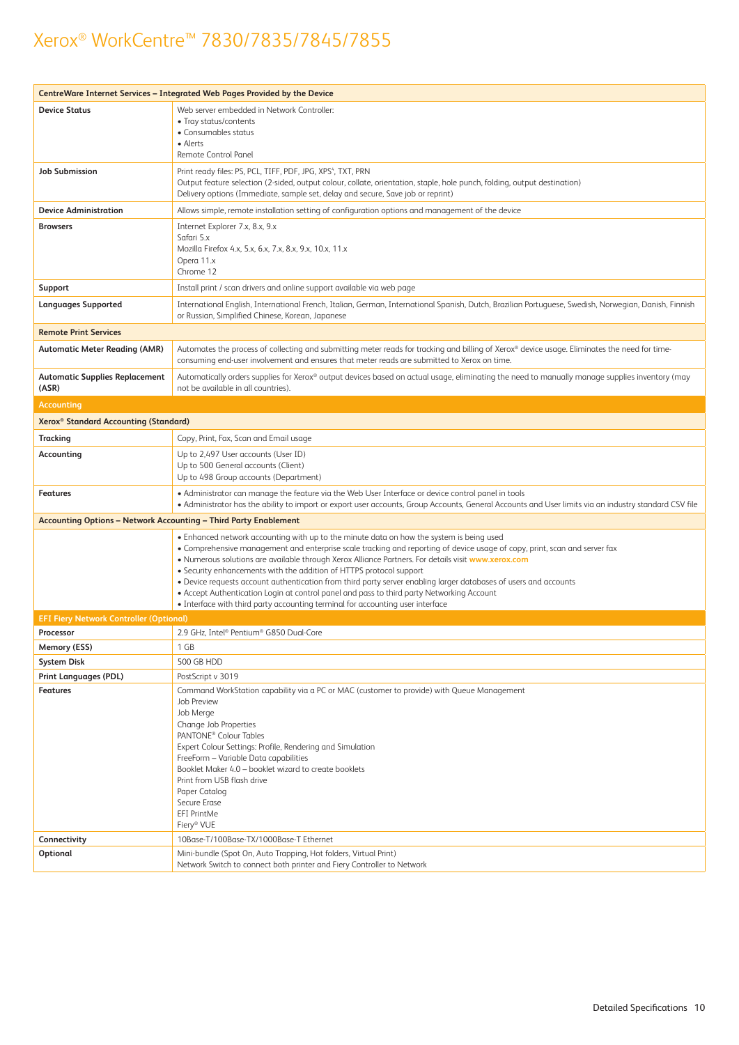# Xerox® WorkCentre™ 7830/7835/7845/7855

| CentreWare Internet Services – Integrated Web Pages Provided by the Device | |
|---|---|
| **Device Status** | Web server embedded in Network Controller:<br>• Tray status/contents<br>• Consumables status<br>• Alerts<br>Remote Control Panel |
| **Job Submission** | Print ready files: PS, PCL, TIFF, PDF, JPG, XPS[4], TXT, PRN<br>Output feature selection (2-sided, output colour, collate, orientation, staple, hole punch, folding, output destination)<br>Delivery options (Immediate, sample set, delay and secure, Save job or reprint) |
| **Device Administration** | Allows simple, remote installation setting of configuration options and management of the device |
| **Browsers** | Internet Explorer 7.x, 8.x, 9.x<br>Safari 5.x<br>Mozilla Firefox 4.x, 5.x, 6.x, 7.x, 8.x, 9.x, 10.x, 11.x<br>Opera 11.x<br>Chrome 12 |
| **Support** | Install print / scan drivers and online support available via web page |
| **Languages Supported** | International English, International French, Italian, German, International Spanish, Dutch, Brazilian Portuguese, Swedish, Norwegian, Danish, Finnish or Russian, Simplified Chinese, Korean, Japanese |
| **Remote Print Services** | |
| **Automatic Meter Reading (AMR)** | Automates the process of collecting and submitting meter reads for tracking and billing of Xerox® device usage. Eliminates the need for time-consuming end-user involvement and ensures that meter reads are submitted to Xerox on time. |
| **Automatic Supplies Replacement (ASR)** | Automatically orders supplies for Xerox® output devices based on actual usage, eliminating the need to manually manage supplies inventory (may not be available in all countries). |
| **Accounting** | |
| **Xerox® Standard Accounting (Standard)** | |
| **Tracking** | Copy, Print, Fax, Scan and Email usage |
| **Accounting** | Up to 2,497 User accounts (User ID)<br>Up to 500 General accounts (Client)<br>Up to 498 Group accounts (Department) |
| **Features** | • Administrator can manage the feature via the Web User Interface or device control panel in tools<br>• Administrator has the ability to import or export user accounts, Group Accounts, General Accounts and User limits via an industry standard CSV file |
| **Accounting Options – Network Accounting – Third Party Enablement** | |
| | • Enhanced network accounting with up to the minute data on how the system is being used<br>• Comprehensive management and enterprise scale tracking and reporting of device usage of copy, print, scan and server fax<br>• Numerous solutions are available through Xerox Alliance Partners. For details visit www.xerox.com<br>• Security enhancements with the addition of HTTPS protocol support<br>• Device requests account authentication from third party server enabling larger databases of users and accounts<br>• Accept Authentication Login at control panel and pass to third party Networking Account<br>• Interface with third party accounting terminal for accounting user interface |
| **EFI Fiery Network Controller (Optional)** | |
| **Processor** | 2.9 GHz, Intel® Pentium® G850 Dual-Core |
| **Memory (ESS)** | 1 GB |
| **System Disk** | 500 GB HDD |
| **Print Languages (PDL)** | PostScript v 3019 |
| **Features** | Command WorkStation capability via a PC or MAC (customer to provide) with Queue Management<br>Job Preview<br>Job Merge<br>Change Job Properties<br>PANTONE® Colour Tables<br>Expert Colour Settings: Profile, Rendering and Simulation<br>FreeForm – Variable Data capabilities<br>Booklet Maker 4.0 – booklet wizard to create booklets<br>Print from USB flash drive<br>Paper Catalog<br>Secure Erase<br>EFI PrintMe<br>Fiery® VUE |
| **Connectivity** | 10Base-T/100Base-TX/1000Base-T Ethernet |
| **Optional** | Mini-bundle (Spot On, Auto Trapping, Hot folders, Virtual Print)<br>Network Switch to connect both printer and Fiery Controller to Network |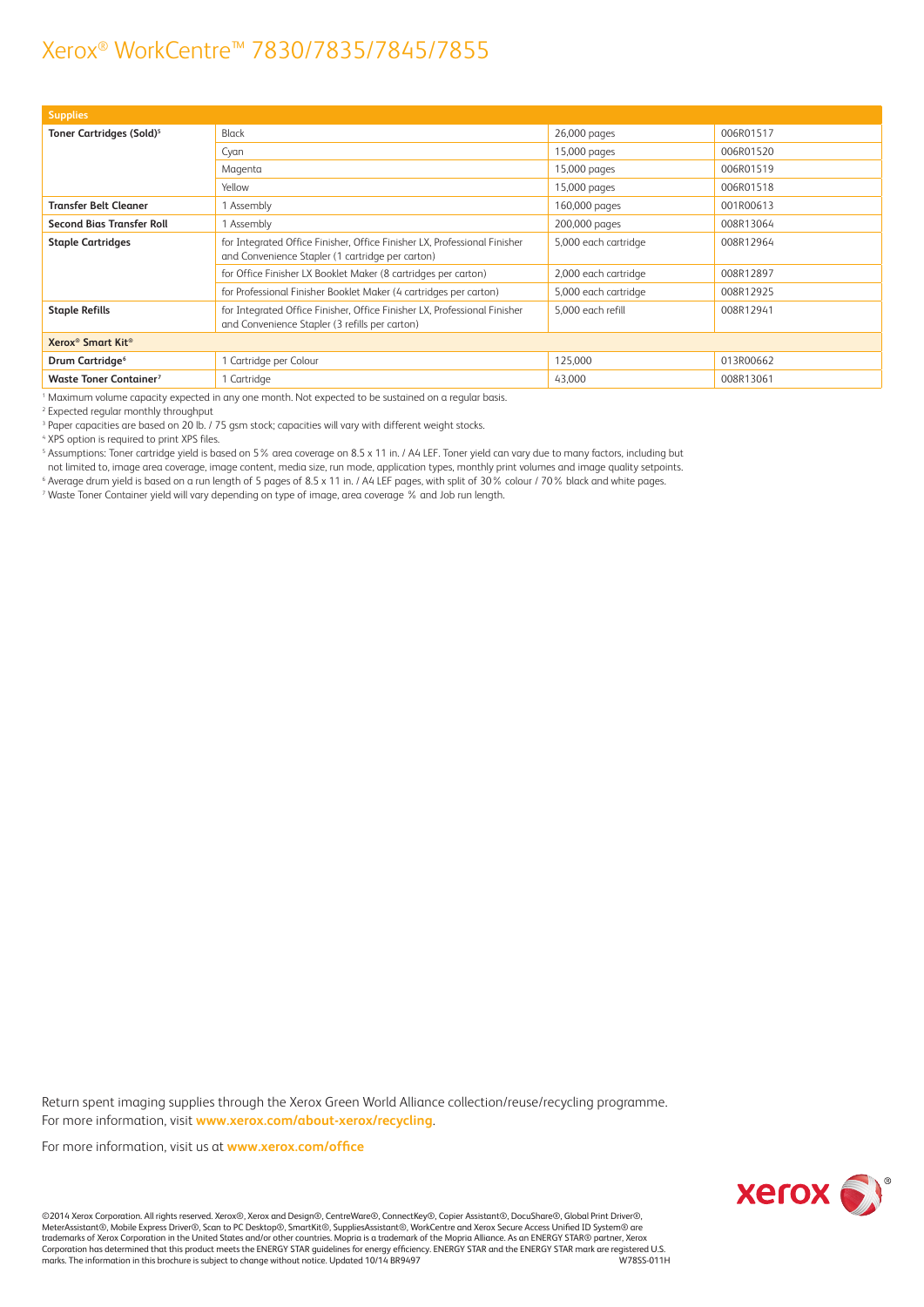# Xerox® WorkCentre™ 7830/7835/7845/7855

| Supplies | | | |
|---|---|---|---|
| **Toner Cartridges (Sold)**[5] | Black | 26,000 pages | 006R01517 |
| | Cyan | 15,000 pages | 006R01520 |
| | Magenta | 15,000 pages | 006R01519 |
| | Yellow | 15,000 pages | 006R01518 |
| **Transfer Belt Cleaner** | 1 Assembly | 160,000 pages | 001R00613 |
| **Second Bias Transfer Roll** | 1 Assembly | 200,000 pages | 008R13064 |
| **Staple Cartridges** | for Integrated Office Finisher, Office Finisher LX, Professional Finisher and Convenience Stapler (1 cartridge per carton) | 5,000 each cartridge | 008R12964 |
| | for Office Finisher LX Booklet Maker (8 cartridges per carton) | 2,000 each cartridge | 008R12897 |
| | for Professional Finisher Booklet Maker (4 cartridges per carton) | 5,000 each cartridge | 008R12925 |
| **Staple Refills** | for Integrated Office Finisher, Office Finisher LX, Professional Finisher and Convenience Stapler (3 refills per carton) | 5,000 each refill | 008R12941 |
| **Xerox® Smart Kit®** | | | |
| **Drum Cartridge**[6] | 1 Cartridge per Colour | 125,000 | 013R00662 |
| **Waste Toner Container**[7] | 1 Cartridge | 43,000 | 008R13061 |

[1] Maximum volume capacity expected in any one month. Not expected to be sustained on a regular basis.
[2] Expected regular monthly throughput
[3] Paper capacities are based on 20 lb. / 75 gsm stock; capacities will vary with different weight stocks.
[4] XPS option is required to print XPS files.
[5] Assumptions: Toner cartridge yield is based on 5% area coverage on 8.5 x 11 in. / A4 LEF. Toner yield can vary due to many factors, including but not limited to, image area coverage, image content, media size, run mode, application types, monthly print volumes and image quality setpoints.
[6] Average drum yield is based on a run length of 5 pages of 8.5 x 11 in. / A4 LEF pages, with split of 30% colour / 70% black and white pages.
[7] Waste Toner Container yield will vary depending on type of image, area coverage % and Job run length.

Return spent imaging supplies through the Xerox Green World Alliance collection/reuse/recycling programme. For more information, visit **www.xerox.com/about-xerox/recycling**.

For more information, visit us at **www.xerox.com/office**

©2014 Xerox Corporation. All rights reserved. Xerox®, Xerox and Design®, CentreWare®, ConnectKey®, Copier Assistant®, DocuShare®, Global Print Driver®, MeterAssistant®, Mobile Express Driver®, Scan to PC Desktop®, SmartKit®, SuppliesAssistant®, WorkCentre and Xerox Secure Access Unified ID System® are trademarks of Xerox Corporation in the United States and/or other countries. Mopria is a trademark of the Mopria Alliance. As an ENERGY STAR® partner, Xerox Corporation has determined that this product meets the ENERGY STAR guidelines for energy efficiency. ENERGY STAR and the ENERGY STAR mark are registered U.S. marks. The information in this brochure is subject to change without notice. Updated 10/14 BR9497 W78SS-011H